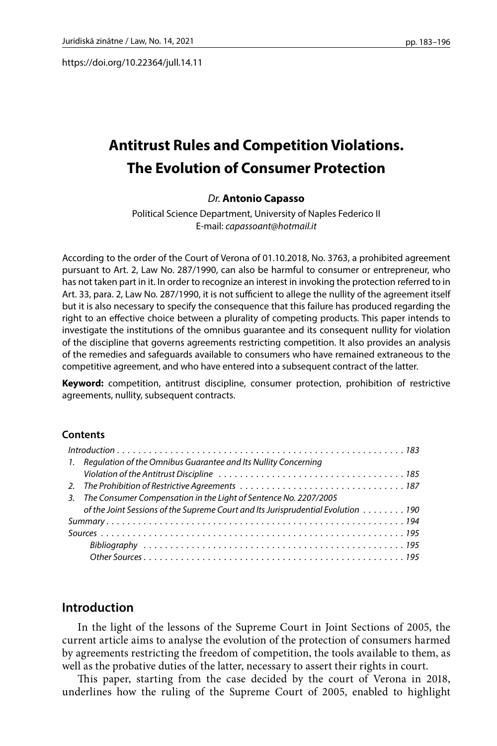https://doi.org/10.22364/jull.14.11

# Antitrust Rules and Competition Violations. The Evolution of Consumer Protection

*Dr.* **Antonio Capasso**

Political Science Department, University of Naples Federico II
E-mail: *capassoant@hotmail.it*

According to the order of the Court of Verona of 01.10.2018, No. 3763, a prohibited agreement pursuant to Art. 2, Law No. 287/1990, can also be harmful to consumer or entrepreneur, who has not taken part in it. In order to recognize an interest in invoking the protection referred to in Art. 33, para. 2, Law No. 287/1990, it is not sufficient to allege the nullity of the agreement itself but it is also necessary to specify the consequence that this failure has produced regarding the right to an effective choice between a plurality of competing products. This paper intends to investigate the institutions of the omnibus guarantee and its consequent nullity for violation of the discipline that governs agreements restricting competition. It also provides an analysis of the remedies and safeguards available to consumers who have remained extraneous to the competitive agreement, and who have entered into a subsequent contract of the latter.

**Keyword:** competition, antitrust discipline, consumer protection, prohibition of restrictive agreements, nullity, subsequent contracts.

**Contents**

*Introduction . . . . . . . . . . . . . . . . . . . . . . . . . . . . . . . . . . . . . . . . . . . . . . . . . . . . . . . 183*
*1. Regulation of the Omnibus Guarantee and Its Nullity Concerning Violation of the Antitrust Discipline . . . . . . . . . . . . . . . . . . . . . . . . . . . . . . . . . . . 185*
*2. The Prohibition of Restrictive Agreements . . . . . . . . . . . . . . . . . . . . . . . . . . . . . . . 187*
*3. The Consumer Compensation in the Light of Sentence No. 2207/2005 of the Joint Sessions of the Supreme Court and Its Jurisprudential Evolution . . . . . . . . 190*
*Summary . . . . . . . . . . . . . . . . . . . . . . . . . . . . . . . . . . . . . . . . . . . . . . . . . . . . . . . 194*
*Sources . . . . . . . . . . . . . . . . . . . . . . . . . . . . . . . . . . . . . . . . . . . . . . . . . . . . . . . . 195*
*Bibliography . . . . . . . . . . . . . . . . . . . . . . . . . . . . . . . . . . . . . . . . . . . . . . . . . 195*
*Other Sources . . . . . . . . . . . . . . . . . . . . . . . . . . . . . . . . . . . . . . . . . . . . . . . . 195*

## Introduction

In the light of the lessons of the Supreme Court in Joint Sections of 2005, the current article aims to analyse the evolution of the protection of consumers harmed by agreements restricting the freedom of competition, the tools available to them, as well as the probative duties of the latter, necessary to assert their rights in court.

This paper, starting from the case decided by the court of Verona in 2018, underlines how the ruling of the Supreme Court of 2005, enabled to highlight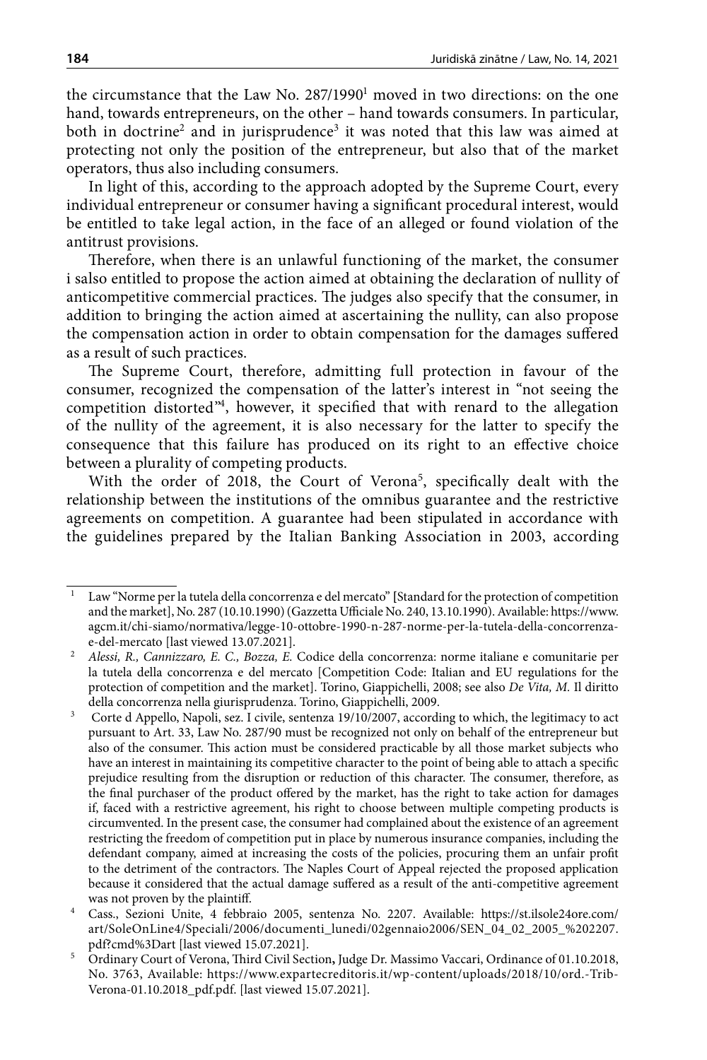the circumstance that the Law No. 287/1990[1] moved in two directions: on the one hand, towards entrepreneurs, on the other – hand towards consumers. In particular, both in doctrine[2] and in jurisprudence[3] it was noted that this law was aimed at protecting not only the position of the entrepreneur, but also that of the market operators, thus also including consumers.

In light of this, according to the approach adopted by the Supreme Court, every individual entrepreneur or consumer having a significant procedural interest, would be entitled to take legal action, in the face of an alleged or found violation of the antitrust provisions.

Therefore, when there is an unlawful functioning of the market, the consumer i salso entitled to propose the action aimed at obtaining the declaration of nullity of anticompetitive commercial practices. The judges also specify that the consumer, in addition to bringing the action aimed at ascertaining the nullity, can also propose the compensation action in order to obtain compensation for the damages suffered as a result of such practices.

The Supreme Court, therefore, admitting full protection in favour of the consumer, recognized the compensation of the latter's interest in "not seeing the competition distorted"[4], however, it specified that with renard to the allegation of the nullity of the agreement, it is also necessary for the latter to specify the consequence that this failure has produced on its right to an effective choice between a plurality of competing products.

With the order of 2018, the Court of Verona[5], specifically dealt with the relationship between the institutions of the omnibus guarantee and the restrictive agreements on competition. A guarantee had been stipulated in accordance with the guidelines prepared by the Italian Banking Association in 2003, according

---

[1] Law "Norme per la tutela della concorrenza e del mercato" [Standard for the protection of competition and the market], No. 287 (10.10.1990) (Gazzetta Ufficiale No. 240, 13.10.1990). Available: https://www.agcm.it/chi-siamo/normativa/legge-10-ottobre-1990-n-287-norme-per-la-tutela-della-concorrenza-e-del-mercato [last viewed 13.07.2021].

[2] *Alessi, R., Cannizzaro, E. C., Bozza, E.* Codice della concorrenza: norme italiane e comunitarie per la tutela della concorrenza e del mercato [Competition Code: Italian and EU regulations for the protection of competition and the market]. Torino, Giappichelli, 2008; see also *De Vita, M.* Il diritto della concorrenza nella giurisprudenza. Torino, Giappichelli, 2009.

[3] Corte d Appello, Napoli, sez. I civile, sentenza 19/10/2007, according to which, the legitimacy to act pursuant to Art. 33, Law No. 287/90 must be recognized not only on behalf of the entrepreneur but also of the consumer. This action must be considered practicable by all those market subjects who have an interest in maintaining its competitive character to the point of being able to attach a specific prejudice resulting from the disruption or reduction of this character. The consumer, therefore, as the final purchaser of the product offered by the market, has the right to take action for damages if, faced with a restrictive agreement, his right to choose between multiple competing products is circumvented. In the present case, the consumer had complained about the existence of an agreement restricting the freedom of competition put in place by numerous insurance companies, including the defendant company, aimed at increasing the costs of the policies, procuring them an unfair profit to the detriment of the contractors. The Naples Court of Appeal rejected the proposed application because it considered that the actual damage suffered as a result of the anti-competitive agreement was not proven by the plaintiff.

[4] Cass., Sezioni Unite, 4 febbraio 2005, sentenza No. 2207. Available: https://st.ilsole24ore.com/art/SoleOnLine4/Speciali/2006/documenti_lunedi/02gennaio2006/SEN_04_02_2005_%202207.pdf?cmd%3Dart [last viewed 15.07.2021].

[5] Ordinary Court of Verona, Third Civil Section**,** Judge Dr. Massimo Vaccari, Ordinance of 01.10.2018, No. 3763, Available: https://www.expartecreditoris.it/wp-content/uploads/2018/10/ord.-Trib-Verona-01.10.2018_pdf.pdf. [last viewed 15.07.2021].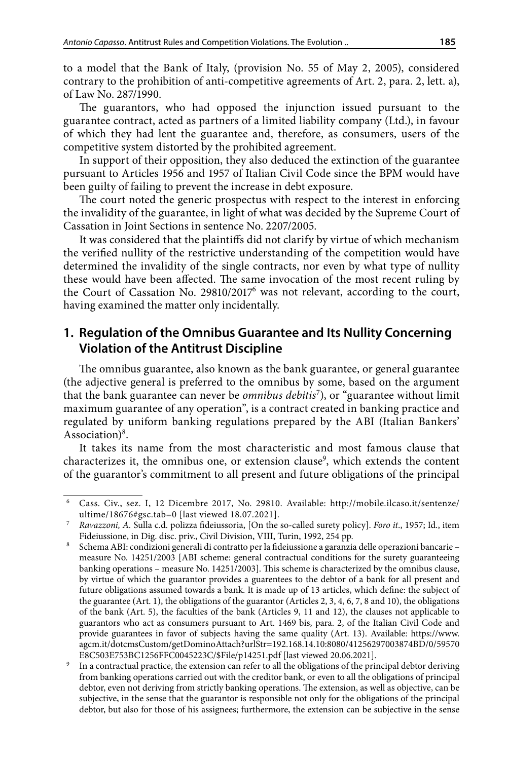to a model that the Bank of Italy, (provision No. 55 of May 2, 2005), considered contrary to the prohibition of anti-competitive agreements of Art. 2, para. 2, lett. a), of Law No. 287/1990.

The guarantors, who had opposed the injunction issued pursuant to the guarantee contract, acted as partners of a limited liability company (Ltd.), in favour of which they had lent the guarantee and, therefore, as consumers, users of the competitive system distorted by the prohibited agreement.

In support of their opposition, they also deduced the extinction of the guarantee pursuant to Articles 1956 and 1957 of Italian Civil Code since the BPM would have been guilty of failing to prevent the increase in debt exposure.

The court noted the generic prospectus with respect to the interest in enforcing the invalidity of the guarantee, in light of what was decided by the Supreme Court of Cassation in Joint Sections in sentence No. 2207/2005.

It was considered that the plaintiffs did not clarify by virtue of which mechanism the verified nullity of the restrictive understanding of the competition would have determined the invalidity of the single contracts, nor even by what type of nullity these would have been affected. The same invocation of the most recent ruling by the Court of Cassation No. 29810/2017[6] was not relevant, according to the court, having examined the matter only incidentally.

## 1. Regulation of the Omnibus Guarantee and Its Nullity Concerning Violation of the Antitrust Discipline

The omnibus guarantee, also known as the bank guarantee, or general guarantee (the adjective general is preferred to the omnibus by some, based on the argument that the bank guarantee can never be *omnibus debitis*[7]), or "guarantee without limit maximum guarantee of any operation", is a contract created in banking practice and regulated by uniform banking regulations prepared by the ABI (Italian Bankers' Association)[8].

It takes its name from the most characteristic and most famous clause that characterizes it, the omnibus one, or extension clause[9], which extends the content of the guarantor's commitment to all present and future obligations of the principal

---

[6] Cass. Civ., sez. I, 12 Dicembre 2017, No. 29810. Available: http://mobile.ilcaso.it/sentenze/ultime/18676#gsc.tab=0 [last viewed 18.07.2021].

[7] *Ravazzoni, A.* Sulla c.d. polizza fideiussoria, [On the so-called surety policy]. *Foro it.*, 1957; Id., item Fideiussione, in Dig. disc. priv., Civil Division, VIII, Turin, 1992, 254 pp.

[8] Schema ABI: condizioni generali di contratto per la fideiussione a garanzia delle operazioni bancarie – measure No. 14251/2003 [ABI scheme: general contractual conditions for the surety guaranteeing banking operations – measure No. 14251/2003]. This scheme is characterized by the omnibus clause, by virtue of which the guarantor provides a guarentees to the debtor of a bank for all present and future obligations assumed towards a bank. It is made up of 13 articles, which define: the subject of the guarantee (Art. 1), the obligations of the guarantor (Articles 2, 3, 4, 6, 7, 8 and 10), the obligations of the bank (Art. 5), the faculties of the bank (Articles 9, 11 and 12), the clauses not applicable to guarantors who act as consumers pursuant to Art. 1469 bis, para. 2, of the Italian Civil Code and provide guarantees in favor of subjects having the same quality (Art. 13). Available: https://www.agcm.it/dotcmsCustom/getDominoAttach?urlStr=192.168.14.10:8080/41256297003874BD/0/59570E8C503E753BC1256FFC0045223C/$File/p14251.pdf [last viewed 20.06.2021].

[9] In a contractual practice, the extension can refer to all the obligations of the principal debtor deriving from banking operations carried out with the creditor bank, or even to all the obligations of principal debtor, even not deriving from strictly banking operations. The extension, as well as objective, can be subjective, in the sense that the guarantor is responsible not only for the obligations of the principal debtor, but also for those of his assignees; furthermore, the extension can be subjective in the sense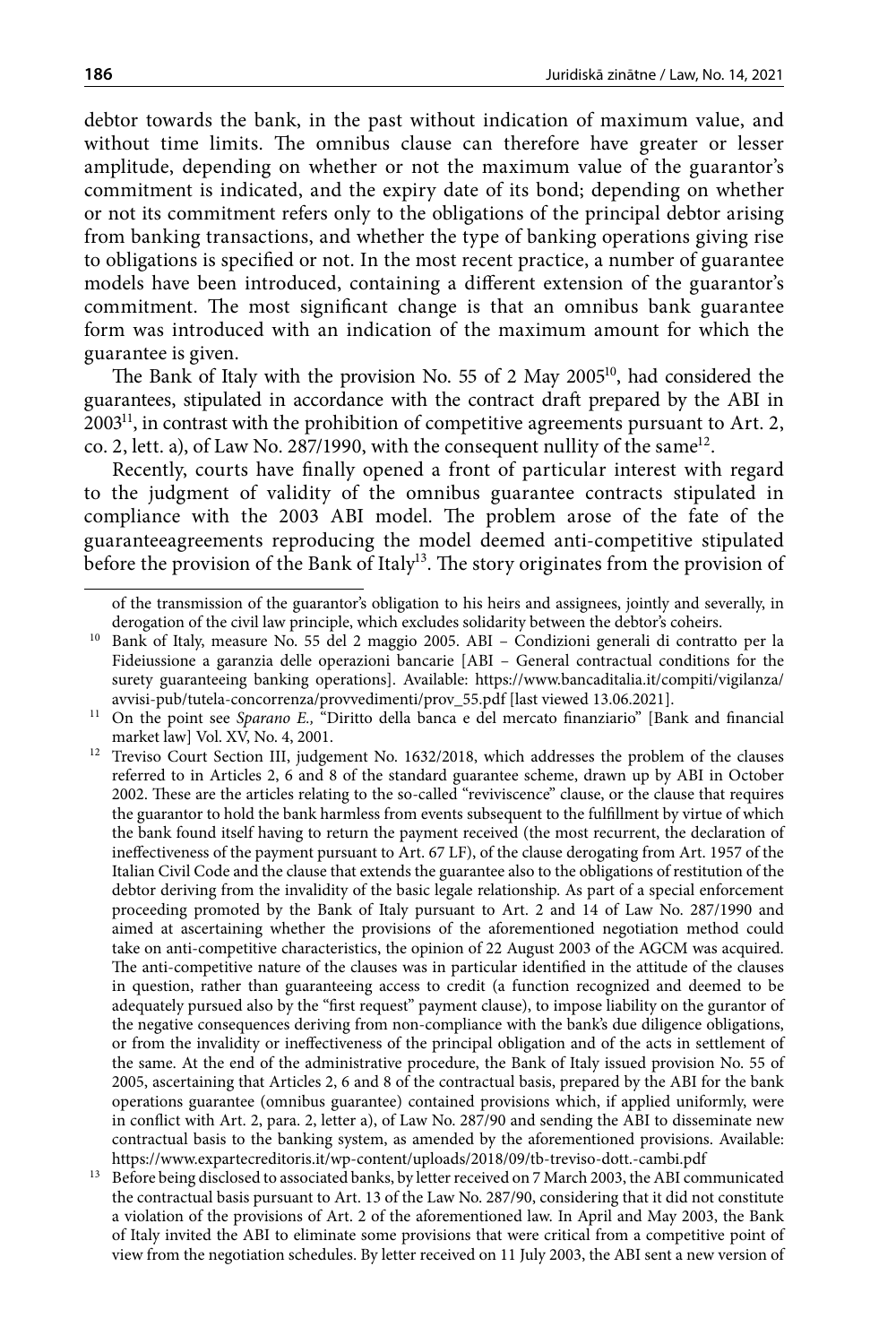debtor towards the bank, in the past without indication of maximum value, and without time limits. The omnibus clause can therefore have greater or lesser amplitude, depending on whether or not the maximum value of the guarantor's commitment is indicated, and the expiry date of its bond; depending on whether or not its commitment refers only to the obligations of the principal debtor arising from banking transactions, and whether the type of banking operations giving rise to obligations is specified or not. In the most recent practice, a number of guarantee models have been introduced, containing a different extension of the guarantor's commitment. The most significant change is that an omnibus bank guarantee form was introduced with an indication of the maximum amount for which the guarantee is given.

The Bank of Italy with the provision No. 55 of 2 May 2005[10], had considered the guarantees, stipulated in accordance with the contract draft prepared by the ABI in 2003[11], in contrast with the prohibition of competitive agreements pursuant to Art. 2, co. 2, lett. a), of Law No. 287/1990, with the consequent nullity of the same[12].

Recently, courts have finally opened a front of particular interest with regard to the judgment of validity of the omnibus guarantee contracts stipulated in compliance with the 2003 ABI model. The problem arose of the fate of the guaranteeagreements reproducing the model deemed anti-competitive stipulated before the provision of the Bank of Italy[13]. The story originates from the provision of

---

of the transmission of the guarantor's obligation to his heirs and assignees, jointly and severally, in derogation of the civil law principle, which excludes solidarity between the debtor's coheirs.

[10] Bank of Italy, measure No. 55 del 2 maggio 2005. ABI – Condizioni generali di contratto per la Fideiussione a garanzia delle operazioni bancarie [ABI – General contractual conditions for the surety guaranteeing banking operations]. Available: https://www.bancaditalia.it/compiti/vigilanza/avvisi-pub/tutela-concorrenza/provvedimenti/prov_55.pdf [last viewed 13.06.2021].

[11] On the point see *Sparano E.,* "Diritto della banca e del mercato finanziario" [Bank and financial market law] Vol. XV, No. 4, 2001.

[12] Treviso Court Section III, judgement No. 1632/2018, which addresses the problem of the clauses referred to in Articles 2, 6 and 8 of the standard guarantee scheme, drawn up by ABI in October 2002. These are the articles relating to the so-called "reviviscence" clause, or the clause that requires the guarantor to hold the bank harmless from events subsequent to the fulfillment by virtue of which the bank found itself having to return the payment received (the most recurrent, the declaration of ineffectiveness of the payment pursuant to Art. 67 LF), of the clause derogating from Art. 1957 of the Italian Civil Code and the clause that extends the guarantee also to the obligations of restitution of the debtor deriving from the invalidity of the basic legale relationship. As part of a special enforcement proceeding promoted by the Bank of Italy pursuant to Art. 2 and 14 of Law No. 287/1990 and aimed at ascertaining whether the provisions of the aforementioned negotiation method could take on anti-competitive characteristics, the opinion of 22 August 2003 of the AGCM was acquired. The anti-competitive nature of the clauses was in particular identified in the attitude of the clauses in question, rather than guaranteeing access to credit (a function recognized and deemed to be adequately pursued also by the "first request" payment clause), to impose liability on the gurantor of the negative consequences deriving from non-compliance with the bank's due diligence obligations, or from the invalidity or ineffectiveness of the principal obligation and of the acts in settlement of the same. At the end of the administrative procedure, the Bank of Italy issued provision No. 55 of 2005, ascertaining that Articles 2, 6 and 8 of the contractual basis, prepared by the ABI for the bank operations guarantee (omnibus guarantee) contained provisions which, if applied uniformly, were in conflict with Art. 2, para. 2, letter a), of Law No. 287/90 and sending the ABI to disseminate new contractual basis to the banking system, as amended by the aforementioned provisions. Available: https://www.expartecreditoris.it/wp-content/uploads/2018/09/tb-treviso-dott.-cambi.pdf

[13] Before being disclosed to associated banks, by letter received on 7 March 2003, the ABI communicated the contractual basis pursuant to Art. 13 of the Law No. 287/90, considering that it did not constitute a violation of the provisions of Art. 2 of the aforementioned law. In April and May 2003, the Bank of Italy invited the ABI to eliminate some provisions that were critical from a competitive point of view from the negotiation schedules. By letter received on 11 July 2003, the ABI sent a new version of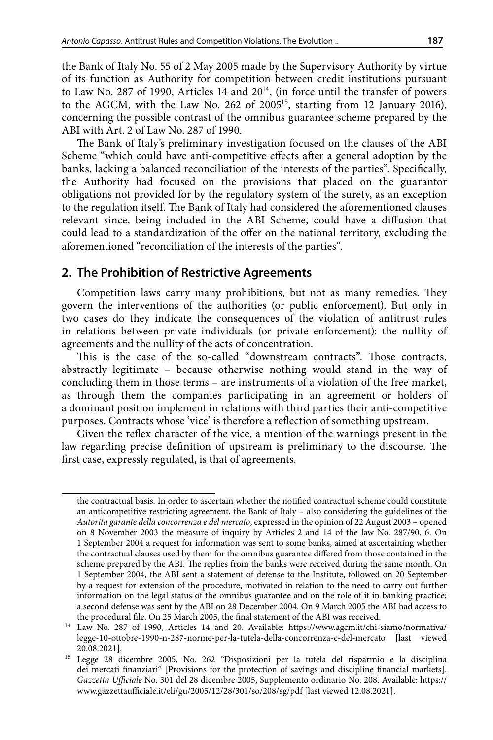the Bank of Italy No. 55 of 2 May 2005 made by the Supervisory Authority by virtue of its function as Authority for competition between credit institutions pursuant to Law No. 287 of 1990, Articles 14 and 20[14], (in force until the transfer of powers to the AGCM, with the Law No. 262 of 2005[15], starting from 12 January 2016), concerning the possible contrast of the omnibus guarantee scheme prepared by the ABI with Art. 2 of Law No. 287 of 1990.

The Bank of Italy's preliminary investigation focused on the clauses of the ABI Scheme "which could have anti-competitive effects after a general adoption by the banks, lacking a balanced reconciliation of the interests of the parties". Specifically, the Authority had focused on the provisions that placed on the guarantor obligations not provided for by the regulatory system of the surety, as an exception to the regulation itself. The Bank of Italy had considered the aforementioned clauses relevant since, being included in the ABI Scheme, could have a diffusion that could lead to a standardization of the offer on the national territory, excluding the aforementioned "reconciliation of the interests of the parties".

## 2. The Prohibition of Restrictive Agreements

Competition laws carry many prohibitions, but not as many remedies. They govern the interventions of the authorities (or public enforcement). But only in two cases do they indicate the consequences of the violation of antitrust rules in relations between private individuals (or private enforcement): the nullity of agreements and the nullity of the acts of concentration.

This is the case of the so-called "downstream contracts". Those contracts, abstractly legitimate – because otherwise nothing would stand in the way of concluding them in those terms – are instruments of a violation of the free market, as through them the companies participating in an agreement or holders of a dominant position implement in relations with third parties their anti-competitive purposes. Contracts whose 'vice' is therefore a reflection of something upstream.

Given the reflex character of the vice, a mention of the warnings present in the law regarding precise definition of upstream is preliminary to the discourse. The first case, expressly regulated, is that of agreements.

---

the contractual basis. In order to ascertain whether the notified contractual scheme could constitute an anticompetitive restricting agreement, the Bank of Italy – also considering the guidelines of the *Autorità garante della concorrenza e del mercato*, expressed in the opinion of 22 August 2003 – opened on 8 November 2003 the measure of inquiry by Articles 2 and 14 of the law No. 287/90. 6. On 1 September 2004 a request for information was sent to some banks, aimed at ascertaining whether the contractual clauses used by them for the omnibus guarantee differed from those contained in the scheme prepared by the ABI. The replies from the banks were received during the same month. On 1 September 2004, the ABI sent a statement of defense to the Institute, followed on 20 September by a request for extension of the procedure, motivated in relation to the need to carry out further information on the legal status of the omnibus guarantee and on the role of it in banking practice; a second defense was sent by the ABI on 28 December 2004. On 9 March 2005 the ABI had access to the procedural file. On 25 March 2005, the final statement of the ABI was received.

[14] Law No. 287 of 1990, Articles 14 and 20. Available: https://www.agcm.it/chi-siamo/normativa/legge-10-ottobre-1990-n-287-norme-per-la-tutela-della-concorrenza-e-del-mercato [last viewed 20.08.2021].

[15] Legge 28 dicembre 2005, No. 262 "Disposizioni per la tutela del risparmio e la disciplina dei mercati finanziari" [Provisions for the protection of savings and discipline financial markets]. *Gazzetta Ufficiale* No. 301 del 28 dicembre 2005, Supplemento ordinario No. 208. Available: https://www.gazzettaufficiale.it/eli/gu/2005/12/28/301/so/208/sg/pdf [last viewed 12.08.2021].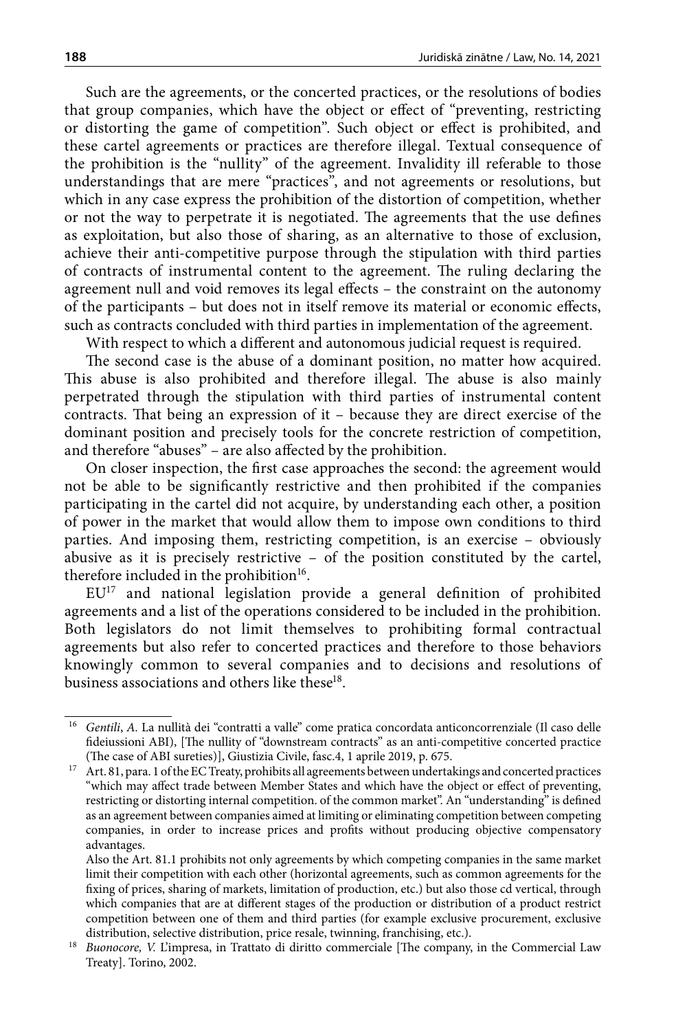Such are the agreements, or the concerted practices, or the resolutions of bodies that group companies, which have the object or effect of "preventing, restricting or distorting the game of competition". Such object or effect is prohibited, and these cartel agreements or practices are therefore illegal. Textual consequence of the prohibition is the "nullity" of the agreement. Invalidity ill referable to those understandings that are mere "practices", and not agreements or resolutions, but which in any case express the prohibition of the distortion of competition, whether or not the way to perpetrate it is negotiated. The agreements that the use defines as exploitation, but also those of sharing, as an alternative to those of exclusion, achieve their anti-competitive purpose through the stipulation with third parties of contracts of instrumental content to the agreement. The ruling declaring the agreement null and void removes its legal effects – the constraint on the autonomy of the participants – but does not in itself remove its material or economic effects, such as contracts concluded with third parties in implementation of the agreement.

With respect to which a different and autonomous judicial request is required.

The second case is the abuse of a dominant position, no matter how acquired. This abuse is also prohibited and therefore illegal. The abuse is also mainly perpetrated through the stipulation with third parties of instrumental content contracts. That being an expression of it – because they are direct exercise of the dominant position and precisely tools for the concrete restriction of competition, and therefore "abuses" – are also affected by the prohibition.

On closer inspection, the first case approaches the second: the agreement would not be able to be significantly restrictive and then prohibited if the companies participating in the cartel did not acquire, by understanding each other, a position of power in the market that would allow them to impose own conditions to third parties. And imposing them, restricting competition, is an exercise – obviously abusive as it is precisely restrictive – of the position constituted by the cartel, therefore included in the prohibition[16].

EU[17] and national legislation provide a general definition of prohibited agreements and a list of the operations considered to be included in the prohibition. Both legislators do not limit themselves to prohibiting formal contractual agreements but also refer to concerted practices and therefore to those behaviors knowingly common to several companies and to decisions and resolutions of business associations and others like these[18].

---

[16] *Gentili*, *A.* La nullità dei "contratti a valle" come pratica concordata anticoncorrenziale (Il caso delle fideiussioni ABI), [The nullity of "downstream contracts" as an anti-competitive concerted practice (The case of ABI sureties)], Giustizia Civile, fasc.4, 1 aprile 2019, p. 675.

[17] Art. 81, para. 1 of the EC Treaty, prohibits all agreements between undertakings and concerted practices "which may affect trade between Member States and which have the object or effect of preventing, restricting or distorting internal competition. of the common market". An "understanding" is defined as an agreement between companies aimed at limiting or eliminating competition between competing companies, in order to increase prices and profits without producing objective compensatory advantages.

Also the Art. 81.1 prohibits not only agreements by which competing companies in the same market limit their competition with each other (horizontal agreements, such as common agreements for the fixing of prices, sharing of markets, limitation of production, etc.) but also those cd vertical, through which companies that are at different stages of the production or distribution of a product restrict competition between one of them and third parties (for example exclusive procurement, exclusive distribution, selective distribution, price resale, twinning, franchising, etc.).

[18] *Buonocore, V.* L'impresa, in Trattato di diritto commerciale [The company, in the Commercial Law Treaty]. Torino, 2002.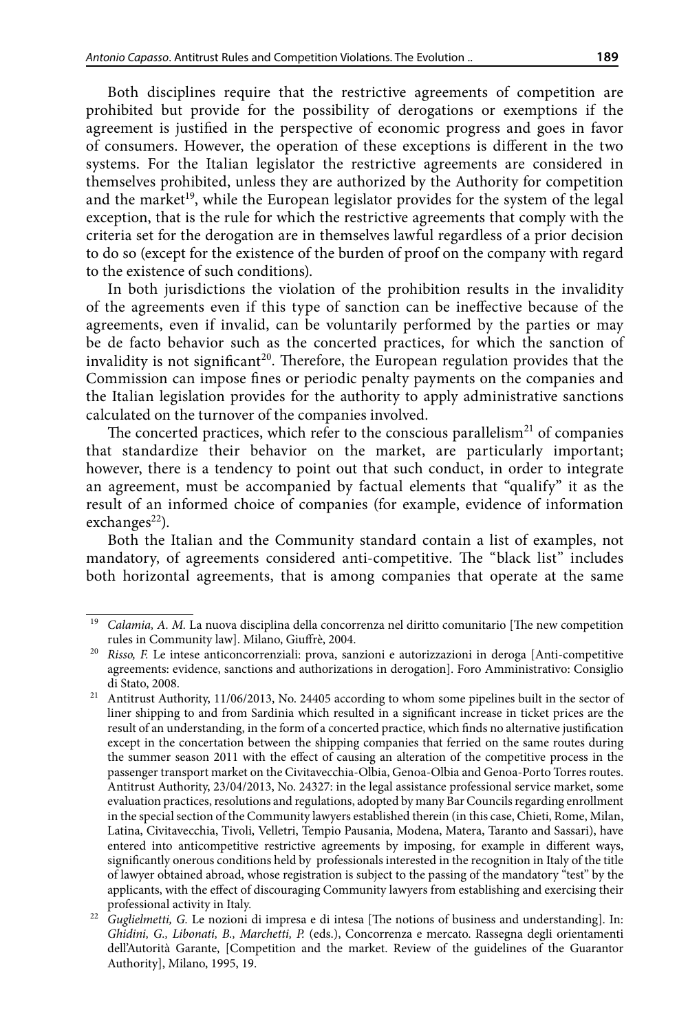Both disciplines require that the restrictive agreements of competition are prohibited but provide for the possibility of derogations or exemptions if the agreement is justified in the perspective of economic progress and goes in favor of consumers. However, the operation of these exceptions is different in the two systems. For the Italian legislator the restrictive agreements are considered in themselves prohibited, unless they are authorized by the Authority for competition and the market[19], while the European legislator provides for the system of the legal exception, that is the rule for which the restrictive agreements that comply with the criteria set for the derogation are in themselves lawful regardless of a prior decision to do so (except for the existence of the burden of proof on the company with regard to the existence of such conditions).

In both jurisdictions the violation of the prohibition results in the invalidity of the agreements even if this type of sanction can be ineffective because of the agreements, even if invalid, can be voluntarily performed by the parties or may be de facto behavior such as the concerted practices, for which the sanction of invalidity is not significant[20]. Therefore, the European regulation provides that the Commission can impose fines or periodic penalty payments on the companies and the Italian legislation provides for the authority to apply administrative sanctions calculated on the turnover of the companies involved.

The concerted practices, which refer to the conscious parallelism[21] of companies that standardize their behavior on the market, are particularly important; however, there is a tendency to point out that such conduct, in order to integrate an agreement, must be accompanied by factual elements that "qualify" it as the result of an informed choice of companies (for example, evidence of information exchanges[22]).

Both the Italian and the Community standard contain a list of examples, not mandatory, of agreements considered anti-competitive. The "black list" includes both horizontal agreements, that is among companies that operate at the same

---

[19] *Calamia, A. M.* La nuova disciplina della concorrenza nel diritto comunitario [The new competition rules in Community law]. Milano, Giuffrè, 2004.

[20] *Risso, F.* Le intese anticoncorrenziali: prova, sanzioni e autorizzazioni in deroga [Anti-competitive agreements: evidence, sanctions and authorizations in derogation]. Foro Amministrativo: Consiglio di Stato, 2008.

[21] Antitrust Authority, 11/06/2013, No. 24405 according to whom some pipelines built in the sector of liner shipping to and from Sardinia which resulted in a significant increase in ticket prices are the result of an understanding, in the form of a concerted practice, which finds no alternative justification except in the concertation between the shipping companies that ferried on the same routes during the summer season 2011 with the effect of causing an alteration of the competitive process in the passenger transport market on the Civitavecchia-Olbia, Genoa-Olbia and Genoa-Porto Torres routes. Antitrust Authority, 23/04/2013, No. 24327: in the legal assistance professional service market, some evaluation practices, resolutions and regulations, adopted by many Bar Councils regarding enrollment in the special section of the Community lawyers established therein (in this case, Chieti, Rome, Milan, Latina, Civitavecchia, Tivoli, Velletri, Tempio Pausania, Modena, Matera, Taranto and Sassari), have entered into anticompetitive restrictive agreements by imposing, for example in different ways, significantly onerous conditions held by professionals interested in the recognition in Italy of the title of lawyer obtained abroad, whose registration is subject to the passing of the mandatory "test" by the applicants, with the effect of discouraging Community lawyers from establishing and exercising their professional activity in Italy.

[22] *Guglielmetti, G.* Le nozioni di impresa e di intesa [The notions of business and understanding]. In: *Ghidini, G., Libonati, B., Marchetti, P.* (eds.), Concorrenza e mercato. Rassegna degli orientamenti dell'Autorità Garante, [Competition and the market. Review of the guidelines of the Guarantor Authority], Milano, 1995, 19.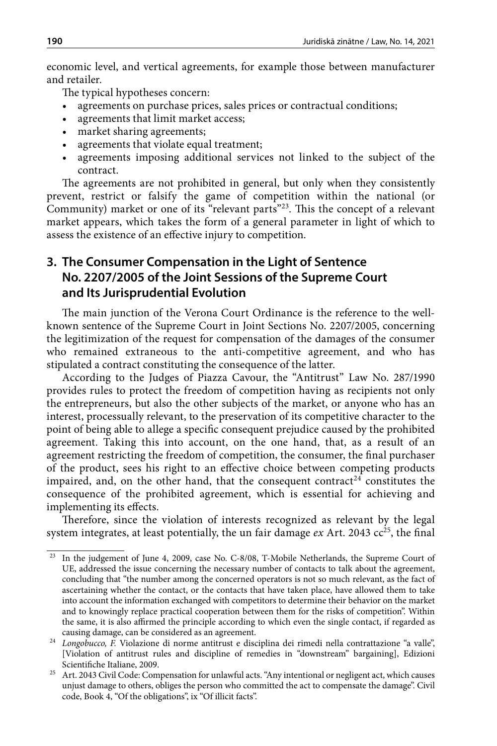economic level, and vertical agreements, for example those between manufacturer and retailer.

The typical hypotheses concern:

- agreements on purchase prices, sales prices or contractual conditions;
- agreements that limit market access;
- market sharing agreements;
- agreements that violate equal treatment;
- agreements imposing additional services not linked to the subject of the contract.

The agreements are not prohibited in general, but only when they consistently prevent, restrict or falsify the game of competition within the national (or Community) market or one of its "relevant parts"[23]. This the concept of a relevant market appears, which takes the form of a general parameter in light of which to assess the existence of an effective injury to competition.

## 3. The Consumer Compensation in the Light of Sentence No. 2207/2005 of the Joint Sessions of the Supreme Court and Its Jurisprudential Evolution

The main junction of the Verona Court Ordinance is the reference to the well-known sentence of the Supreme Court in Joint Sections No. 2207/2005, concerning the legitimization of the request for compensation of the damages of the consumer who remained extraneous to the anti-competitive agreement, and who has stipulated a contract constituting the consequence of the latter.

According to the Judges of Piazza Cavour, the "Antitrust" Law No. 287/1990 provides rules to protect the freedom of competition having as recipients not only the entrepreneurs, but also the other subjects of the market, or anyone who has an interest, processually relevant, to the preservation of its competitive character to the point of being able to allege a specific consequent prejudice caused by the prohibited agreement. Taking this into account, on the one hand, that, as a result of an agreement restricting the freedom of competition, the consumer, the final purchaser of the product, sees his right to an effective choice between competing products impaired, and, on the other hand, that the consequent contract[24] constitutes the consequence of the prohibited agreement, which is essential for achieving and implementing its effects.

Therefore, since the violation of interests recognized as relevant by the legal system integrates, at least potentially, the un fair damage *ex* Art. 2043 cc[25], the final

---

[23] In the judgement of June 4, 2009, case No. C-8/08, T-Mobile Netherlands, the Supreme Court of UE, addressed the issue concerning the necessary number of contacts to talk about the agreement, concluding that "the number among the concerned operators is not so much relevant, as the fact of ascertaining whether the contact, or the contacts that have taken place, have allowed them to take into account the information exchanged with competitors to determine their behavior on the market and to knowingly replace practical cooperation between them for the risks of competition". Within the same, it is also affirmed the principle according to which even the single contact, if regarded as causing damage, can be considered as an agreement.

[24] *Longobucco, F.* Violazione di norme antitrust e disciplina dei rimedi nella contrattazione "a valle", [Violation of antitrust rules and discipline of remedies in "downstream" bargaining], Edizioni Scientifiche Italiane, 2009.

[25] Art. 2043 Civil Code: Compensation for unlawful acts. "Any intentional or negligent act, which causes unjust damage to others, obliges the person who committed the act to compensate the damage". Civil code, Book 4, "Of the obligations", ix "Of illicit facts".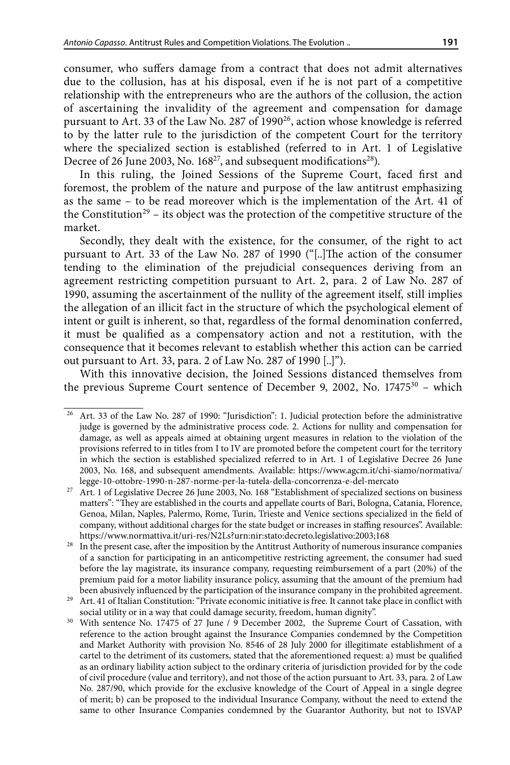consumer, who suffers damage from a contract that does not admit alternatives due to the collusion, has at his disposal, even if he is not part of a competitive relationship with the entrepreneurs who are the authors of the collusion, the action of ascertaining the invalidity of the agreement and compensation for damage pursuant to Art. 33 of the Law No. 287 of 1990[26], action whose knowledge is referred to by the latter rule to the jurisdiction of the competent Court for the territory where the specialized section is established (referred to in Art. 1 of Legislative Decree of 26 June 2003, No. 168[27], and subsequent modifications[28]).

In this ruling, the Joined Sessions of the Supreme Court, faced first and foremost, the problem of the nature and purpose of the law antitrust emphasizing as the same – to be read moreover which is the implementation of the Art. 41 of the Constitution[29] – its object was the protection of the competitive structure of the market.

Secondly, they dealt with the existence, for the consumer, of the right to act pursuant to Art. 33 of the Law No. 287 of 1990 ("[..]The action of the consumer tending to the elimination of the prejudicial consequences deriving from an agreement restricting competition pursuant to Art. 2, para. 2 of Law No. 287 of 1990, assuming the ascertainment of the nullity of the agreement itself, still implies the allegation of an illicit fact in the structure of which the psychological element of intent or guilt is inherent, so that, regardless of the formal denomination conferred, it must be qualified as a compensatory action and not a restitution, with the consequence that it becomes relevant to establish whether this action can be carried out pursuant to Art. 33, para. 2 of Law No. 287 of 1990 [..]").

With this innovative decision, the Joined Sessions distanced themselves from the previous Supreme Court sentence of December 9, 2002, No. 17475[30] – which

---

[26] Art. 33 of the Law No. 287 of 1990: "Jurisdiction": 1. Judicial protection before the administrative judge is governed by the administrative process code. 2. Actions for nullity and compensation for damage, as well as appeals aimed at obtaining urgent measures in relation to the violation of the provisions referred to in titles from I to IV are promoted before the competent court for the territory in which the section is established specialized referred to in Art. 1 of Legislative Decree 26 June 2003, No. 168, and subsequent amendments. Available: https://www.agcm.it/chi-siamo/normativa/legge-10-ottobre-1990-n-287-norme-per-la-tutela-della-concorrenza-e-del-mercato

[27] Art. 1 of Legislative Decree 26 June 2003, No. 168 "Establishment of specialized sections on business matters": "They are established in the courts and appellate courts of Bari, Bologna, Catania, Florence, Genoa, Milan, Naples, Palermo, Rome, Turin, Trieste and Venice sections specialized in the field of company, without additional charges for the state budget or increases in staffing resources". Available: https://www.normattiva.it/uri-res/N2Ls?urn:nir:stato:decreto.legislativo:2003;168

[28] In the present case, after the imposition by the Antitrust Authority of numerous insurance companies of a sanction for participating in an anticompetitive restricting agreement, the consumer had sued before the lay magistrate, its insurance company, requesting reimbursement of a part (20%) of the premium paid for a motor liability insurance policy, assuming that the amount of the premium had been abusively influenced by the participation of the insurance company in the prohibited agreement.

[29] Art. 41 of Italian Constitution: "Private economic initiative is free. It cannot take place in conflict with social utility or in a way that could damage security, freedom, human dignity".

[30] With sentence No. 17475 of 27 June / 9 December 2002, the Supreme Court of Cassation, with reference to the action brought against the Insurance Companies condemned by the Competition and Market Authority with provision No. 8546 of 28 July 2000 for illegitimate establishment of a cartel to the detriment of its customers, stated that the aforementioned request: a) must be qualified as an ordinary liability action subject to the ordinary criteria of jurisdiction provided for by the code of civil procedure (value and territory), and not those of the action pursuant to Art. 33, para. 2 of Law No. 287/90, which provide for the exclusive knowledge of the Court of Appeal in a single degree of merit; b) can be proposed to the individual Insurance Company, without the need to extend the same to other Insurance Companies condemned by the Guarantor Authority, but not to ISVAP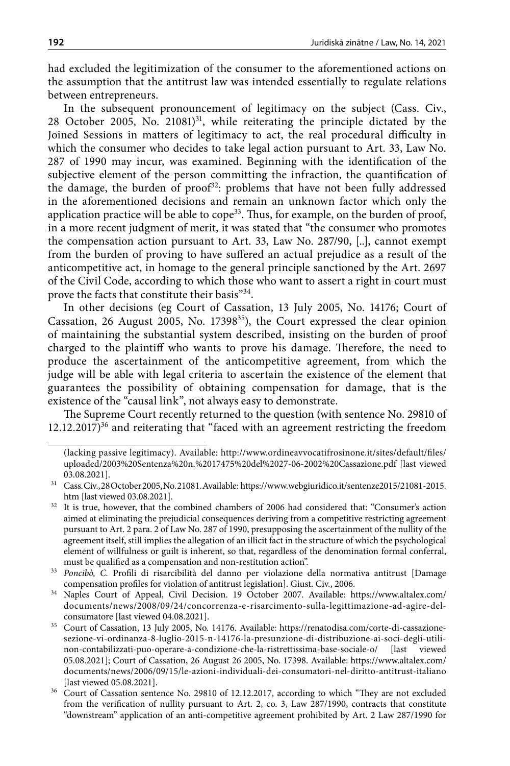had excluded the legitimization of the consumer to the aforementioned actions on the assumption that the antitrust law was intended essentially to regulate relations between entrepreneurs.

In the subsequent pronouncement of legitimacy on the subject (Cass. Civ., 28 October 2005, No. 21081)[31], while reiterating the principle dictated by the Joined Sessions in matters of legitimacy to act, the real procedural difficulty in which the consumer who decides to take legal action pursuant to Art. 33, Law No. 287 of 1990 may incur, was examined. Beginning with the identification of the subjective element of the person committing the infraction, the quantification of the damage, the burden of proof[32]: problems that have not been fully addressed in the aforementioned decisions and remain an unknown factor which only the application practice will be able to cope[33]. Thus, for example, on the burden of proof, in a more recent judgment of merit, it was stated that "the consumer who promotes the compensation action pursuant to Art. 33, Law No. 287/90, [..], cannot exempt from the burden of proving to have suffered an actual prejudice as a result of the anticompetitive act, in homage to the general principle sanctioned by the Art. 2697 of the Civil Code, according to which those who want to assert a right in court must prove the facts that constitute their basis"[34].

In other decisions (eg Court of Cassation, 13 July 2005, No. 14176; Court of Cassation, 26 August 2005, No. 17398[35]), the Court expressed the clear opinion of maintaining the substantial system described, insisting on the burden of proof charged to the plaintiff who wants to prove his damage. Therefore, the need to produce the ascertainment of the anticompetitive agreement, from which the judge will be able with legal criteria to ascertain the existence of the element that guarantees the possibility of obtaining compensation for damage, that is the existence of the "causal link", not always easy to demonstrate.

The Supreme Court recently returned to the question (with sentence No. 29810 of 12.12.2017)[36] and reiterating that "faced with an agreement restricting the freedom

---

(lacking passive legitimacy). Available: http://www.ordineavvocatifrosinone.it/sites/default/files/uploaded/2003%20Sentenza%20n.%2017475%20del%2027-06-2002%20Cassazione.pdf [last viewed 03.08.2021].

[31] Cass. Civ., 28 October 2005, No. 21081. Available: https://www.webgiuridico.it/sentenze2015/21081-2015.htm [last viewed 03.08.2021].

[32] It is true, however, that the combined chambers of 2006 had considered that: "Consumer's action aimed at eliminating the prejudicial consequences deriving from a competitive restricting agreement pursuant to Art. 2 para. 2 of Law No. 287 of 1990, presupposing the ascertainment of the nullity of the agreement itself, still implies the allegation of an illicit fact in the structure of which the psychological element of willfulness or guilt is inherent, so that, regardless of the denomination formal conferral, must be qualified as a compensation and non-restitution action".

[33] *Poncibò, C.* Profili di risarcibilità del danno per violazione della normativa antitrust [Damage compensation profiles for violation of antitrust legislation]. Giust. Civ., 2006.

[34] Naples Court of Appeal, Civil Decision. 19 October 2007. Available: https://www.altalex.com/documents/news/2008/09/24/concorrenza-e-risarcimento-sulla-legittimazione-ad-agire-del-consumatore [last viewed 04.08.2021].

[35] Court of Cassation, 13 July 2005, No. 14176. Available: https://renatodisa.com/corte-di-cassazione-sezione-vi-ordinanza-8-luglio-2015-n-14176-la-presunzione-di-distribuzione-ai-soci-degli-utili-non-contabilizzati-puo-operare-a-condizione-che-la-ristrettissima-base-sociale-o/ [last viewed 05.08.2021]; Court of Cassation, 26 August 26 2005, No. 17398. Available: https://www.altalex.com/documents/news/2006/09/15/le-azioni-individuali-dei-consumatori-nel-diritto-antitrust-italiano [last viewed 05.08.2021].

[36] Court of Cassation sentence No. 29810 of 12.12.2017, according to which "They are not excluded from the verification of nullity pursuant to Art. 2, co. 3, Law 287/1990, contracts that constitute "downstream" application of an anti-competitive agreement prohibited by Art. 2 Law 287/1990 for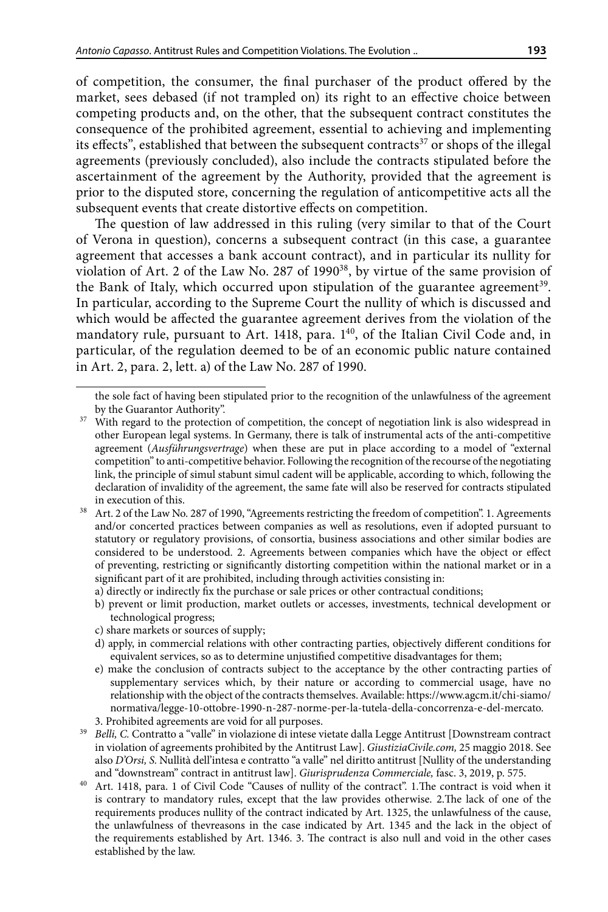of competition, the consumer, the final purchaser of the product offered by the market, sees debased (if not trampled on) its right to an effective choice between competing products and, on the other, that the subsequent contract constitutes the consequence of the prohibited agreement, essential to achieving and implementing its effects", established that between the subsequent contracts[37] or shops of the illegal agreements (previously concluded), also include the contracts stipulated before the ascertainment of the agreement by the Authority, provided that the agreement is prior to the disputed store, concerning the regulation of anticompetitive acts all the subsequent events that create distortive effects on competition.

The question of law addressed in this ruling (very similar to that of the Court of Verona in question), concerns a subsequent contract (in this case, a guarantee agreement that accesses a bank account contract), and in particular its nullity for violation of Art. 2 of the Law No. 287 of 1990[38], by virtue of the same provision of the Bank of Italy, which occurred upon stipulation of the guarantee agreement[39]. In particular, according to the Supreme Court the nullity of which is discussed and which would be affected the guarantee agreement derives from the violation of the mandatory rule, pursuant to Art. 1418, para. 1[40], of the Italian Civil Code and, in particular, of the regulation deemed to be of an economic public nature contained in Art. 2, para. 2, lett. a) of the Law No. 287 of 1990.

---

the sole fact of having been stipulated prior to the recognition of the unlawfulness of the agreement by the Guarantor Authority".

[37] With regard to the protection of competition, the concept of negotiation link is also widespread in other European legal systems. In Germany, there is talk of instrumental acts of the anti-competitive agreement (*Ausführungsvertrage*) when these are put in place according to a model of "external competition" to anti-competitive behavior. Following the recognition of the recourse of the negotiating link, the principle of simul stabunt simul cadent will be applicable, according to which, following the declaration of invalidity of the agreement, the same fate will also be reserved for contracts stipulated in execution of this.

[38] Art. 2 of the Law No. 287 of 1990, "Agreements restricting the freedom of competition". 1. Agreements and/or concerted practices between companies as well as resolutions, even if adopted pursuant to statutory or regulatory provisions, of consortia, business associations and other similar bodies are considered to be understood. 2. Agreements between companies which have the object or effect of preventing, restricting or significantly distorting competition within the national market or in a significant part of it are prohibited, including through activities consisting in:

a) directly or indirectly fix the purchase or sale prices or other contractual conditions;
b) prevent or limit production, market outlets or accesses, investments, technical development or technological progress;
c) share markets or sources of supply;
d) apply, in commercial relations with other contracting parties, objectively different conditions for equivalent services, so as to determine unjustified competitive disadvantages for them;
e) make the conclusion of contracts subject to the acceptance by the other contracting parties of supplementary services which, by their nature or according to commercial usage, have no relationship with the object of the contracts themselves. Available: https://www.agcm.it/chi-siamo/normativa/legge-10-ottobre-1990-n-287-norme-per-la-tutela-della-concorrenza-e-del-mercato.

3. Prohibited agreements are void for all purposes.

[39] *Belli, C.* Contratto a "valle" in violazione di intese vietate dalla Legge Antitrust [Downstream contract in violation of agreements prohibited by the Antitrust Law]. *GiustiziaCivile.com,* 25 maggio 2018. See also *D'Orsi, S.* Nullità dell'intesa e contratto "a valle" nel diritto antitrust [Nullity of the understanding and "downstream" contract in antitrust law]. *Giurisprudenza Commerciale,* fasc. 3, 2019, p. 575.

[40] Art. 1418, para. 1 of Civil Code "Causes of nullity of the contract". 1.The contract is void when it is contrary to mandatory rules, except that the law provides otherwise. 2.The lack of one of the requirements produces nullity of the contract indicated by Art. 1325, the unlawfulness of the cause, the unlawfulness of thevreasons in the case indicated by Art. 1345 and the lack in the object of the requirements established by Art. 1346. 3. The contract is also null and void in the other cases established by the law.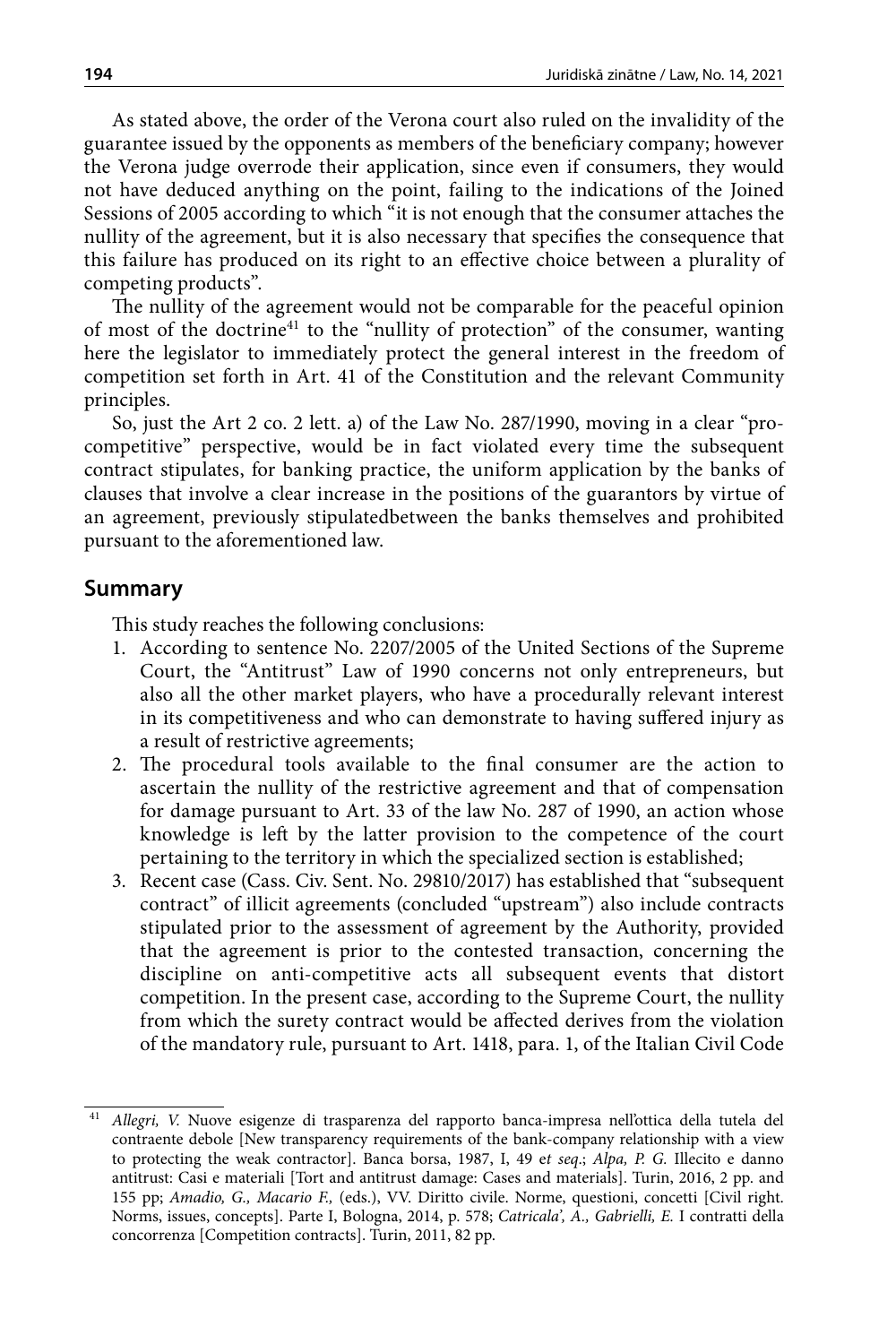As stated above, the order of the Verona court also ruled on the invalidity of the guarantee issued by the opponents as members of the beneficiary company; however the Verona judge overrode their application, since even if consumers, they would not have deduced anything on the point, failing to the indications of the Joined Sessions of 2005 according to which "it is not enough that the consumer attaches the nullity of the agreement, but it is also necessary that specifies the consequence that this failure has produced on its right to an effective choice between a plurality of competing products".

The nullity of the agreement would not be comparable for the peaceful opinion of most of the doctrine[41] to the "nullity of protection" of the consumer, wanting here the legislator to immediately protect the general interest in the freedom of competition set forth in Art. 41 of the Constitution and the relevant Community principles.

So, just the Art 2 co. 2 lett. a) of the Law No. 287/1990, moving in a clear "pro-competitive" perspective, would be in fact violated every time the subsequent contract stipulates, for banking practice, the uniform application by the banks of clauses that involve a clear increase in the positions of the guarantors by virtue of an agreement, previously stipulatedbetween the banks themselves and prohibited pursuant to the aforementioned law.

## Summary

This study reaches the following conclusions:

1. According to sentence No. 2207/2005 of the United Sections of the Supreme Court, the "Antitrust" Law of 1990 concerns not only entrepreneurs, but also all the other market players, who have a procedurally relevant interest in its competitiveness and who can demonstrate to having suffered injury as a result of restrictive agreements;
2. The procedural tools available to the final consumer are the action to ascertain the nullity of the restrictive agreement and that of compensation for damage pursuant to Art. 33 of the law No. 287 of 1990, an action whose knowledge is left by the latter provision to the competence of the court pertaining to the territory in which the specialized section is established;
3. Recent case (Cass. Civ. Sent. No. 29810/2017) has established that "subsequent contract" of illicit agreements (concluded "upstream") also include contracts stipulated prior to the assessment of agreement by the Authority, provided that the agreement is prior to the contested transaction, concerning the discipline on anti-competitive acts all subsequent events that distort competition. In the present case, according to the Supreme Court, the nullity from which the surety contract would be affected derives from the violation of the mandatory rule, pursuant to Art. 1418, para. 1, of the Italian Civil Code

---

[41] *Allegri, V.* Nuove esigenze di trasparenza del rapporto banca-impresa nell'ottica della tutela del contraente debole [New transparency requirements of the bank-company relationship with a view to protecting the weak contractor]. Banca borsa, 1987, I, 49 e*t seq*.; *Alpa, P. G.* Illecito e danno antitrust: Casi e materiali [Tort and antitrust damage: Cases and materials]. Turin, 2016, 2 pp. and 155 pp; *Amadio, G., Macario F.,* (eds.), VV. Diritto civile. Norme, questioni, concetti [Civil right. Norms, issues, concepts]. Parte I, Bologna, 2014, p. 578; *Catricala', A., Gabrielli, E.* I contratti della concorrenza [Competition contracts]. Turin, 2011, 82 pp.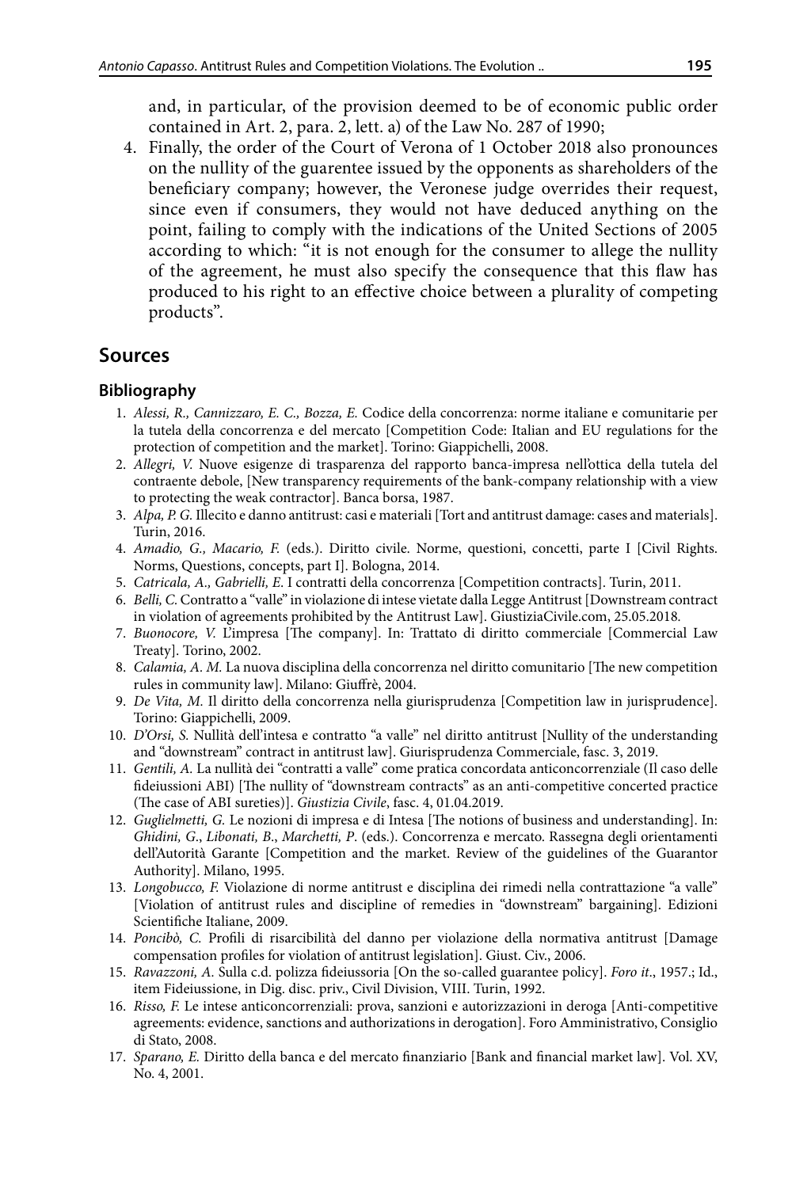and, in particular, of the provision deemed to be of economic public order contained in Art. 2, para. 2, lett. a) of the Law No. 287 of 1990;

4. Finally, the order of the Court of Verona of 1 October 2018 also pronounces on the nullity of the guarentee issued by the opponents as shareholders of the beneficiary company; however, the Veronese judge overrides their request, since even if consumers, they would not have deduced anything on the point, failing to comply with the indications of the United Sections of 2005 according to which: "it is not enough for the consumer to allege the nullity of the agreement, he must also specify the consequence that this flaw has produced to his right to an effective choice between a plurality of competing products".

## Sources

### Bibliography

1. *Alessi, R., Cannizzaro, E. C., Bozza, E.* Codice della concorrenza: norme italiane e comunitarie per la tutela della concorrenza e del mercato [Competition Code: Italian and EU regulations for the protection of competition and the market]. Torino: Giappichelli, 2008.
2. *Allegri, V.* Nuove esigenze di trasparenza del rapporto banca-impresa nell'ottica della tutela del contraente debole, [New transparency requirements of the bank-company relationship with a view to protecting the weak contractor]. Banca borsa, 1987.
3. *Alpa, P. G.* Illecito e danno antitrust: casi e materiali [Tort and antitrust damage: cases and materials]. Turin, 2016.
4. *Amadio, G., Macario, F.* (eds.). Diritto civile. Norme, questioni, concetti, parte I [Civil Rights. Norms, Questions, concepts, part I]. Bologna, 2014.
5. *Catricala, A., Gabrielli, E.* I contratti della concorrenza [Competition contracts]. Turin, 2011.
6. *Belli, C.* Contratto a "valle" in violazione di intese vietate dalla Legge Antitrust [Downstream contract in violation of agreements prohibited by the Antitrust Law]. GiustiziaCivile.com, 25.05.2018.
7. *Buonocore, V.* L'impresa [The company]. In: Trattato di diritto commerciale [Commercial Law Treaty]. Torino, 2002.
8. *Calamia, A. M.* La nuova disciplina della concorrenza nel diritto comunitario [The new competition rules in community law]. Milano: Giuffrè, 2004.
9. *De Vita, M.* Il diritto della concorrenza nella giurisprudenza [Competition law in jurisprudence]. Torino: Giappichelli, 2009.
10. *D'Orsi, S.* Nullità dell'intesa e contratto "a valle" nel diritto antitrust [Nullity of the understanding and "downstream" contract in antitrust law]. Giurisprudenza Commerciale, fasc. 3, 2019.
11. *Gentili, A.* La nullità dei "contratti a valle" come pratica concordata anticoncorrenziale (Il caso delle fideiussioni ABI) [The nullity of "downstream contracts" as an anti-competitive concerted practice (The case of ABI sureties)]. *Giustizia Civile*, fasc. 4, 01.04.2019.
12. *Guglielmetti, G.* Le nozioni di impresa e di Intesa [The notions of business and understanding]. In: *Ghidini, G.*, *Libonati, B.*, *Marchetti, P.* (eds.). Concorrenza e mercato. Rassegna degli orientamenti dell'Autorità Garante [Competition and the market. Review of the guidelines of the Guarantor Authority]. Milano, 1995.
13. *Longobucco, F.* Violazione di norme antitrust e disciplina dei rimedi nella contrattazione "a valle" [Violation of antitrust rules and discipline of remedies in "downstream" bargaining]. Edizioni Scientifiche Italiane, 2009.
14. *Poncibò, C.* Profili di risarcibilità del danno per violazione della normativa antitrust [Damage compensation profiles for violation of antitrust legislation]. Giust. Civ., 2006.
15. *Ravazzoni, A.* Sulla c.d. polizza fideiussoria [On the so-called guarantee policy]. *Foro it*., 1957.; Id., item Fideiussione, in Dig. disc. priv., Civil Division, VIII. Turin, 1992.
16. *Risso, F.* Le intese anticoncorrenziali: prova, sanzioni e autorizzazioni in deroga [Anti-competitive agreements: evidence, sanctions and authorizations in derogation]. Foro Amministrativo, Consiglio di Stato, 2008.
17. *Sparano, E.* Diritto della banca e del mercato finanziario [Bank and financial market law]. Vol. XV, No. 4, 2001.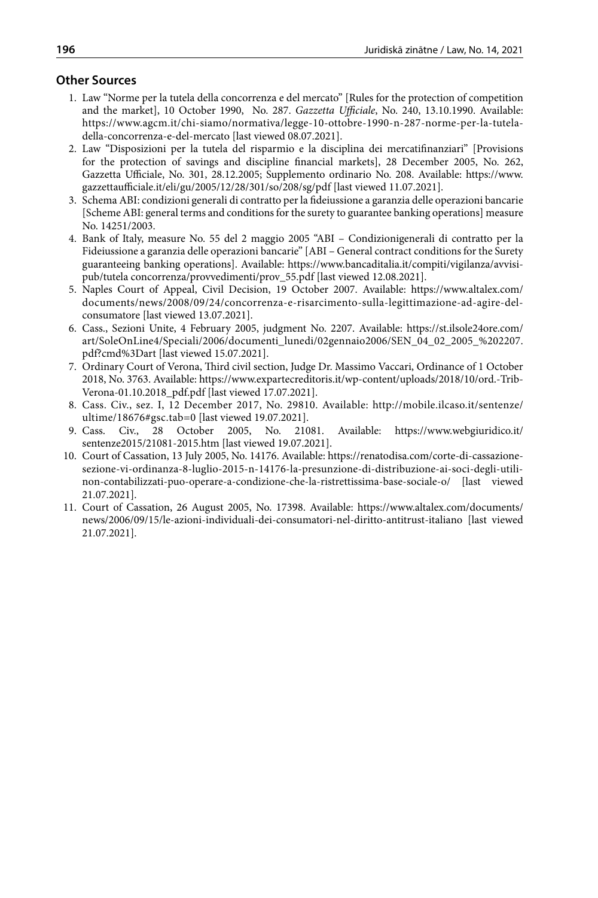## Other Sources

1. Law "Norme per la tutela della concorrenza e del mercato" [Rules for the protection of competition and the market], 10 October 1990, No. 287. *Gazzetta Ufficiale*, No. 240, 13.10.1990. Available: https://www.agcm.it/chi-siamo/normativa/legge-10-ottobre-1990-n-287-norme-per-la-tutela-della-concorrenza-e-del-mercato [last viewed 08.07.2021].
2. Law "Disposizioni per la tutela del risparmio e la disciplina dei mercatifinanziari" [Provisions for the protection of savings and discipline financial markets], 28 December 2005, No. 262, Gazzetta Ufficiale, No. 301, 28.12.2005; Supplemento ordinario No. 208. Available: https://www.gazzettaufficiale.it/eli/gu/2005/12/28/301/so/208/sg/pdf [last viewed 11.07.2021].
3. Schema ABI: condizioni generali di contratto per la fideiussione a garanzia delle operazioni bancarie [Scheme ABI: general terms and conditions for the surety to guarantee banking operations] measure No. 14251/2003.
4. Bank of Italy, measure No. 55 del 2 maggio 2005 "ABI – Condizionigenerali di contratto per la Fideiussione a garanzia delle operazioni bancarie" [ABI – General contract conditions for the Surety guaranteeing banking operations]. Available: https://www.bancaditalia.it/compiti/vigilanza/avvisi-pub/tutela concorrenza/provvedimenti/prov_55.pdf [last viewed 12.08.2021].
5. Naples Court of Appeal, Civil Decision, 19 October 2007. Available: https://www.altalex.com/documents/news/2008/09/24/concorrenza-e-risarcimento-sulla-legittimazione-ad-agire-del-consumatore [last viewed 13.07.2021].
6. Cass., Sezioni Unite, 4 February 2005, judgment No. 2207. Available: https://st.ilsole24ore.com/art/SoleOnLine4/Speciali/2006/documenti_lunedi/02gennaio2006/SEN_04_02_2005_%202207.pdf?cmd%3Dart [last viewed 15.07.2021].
7. Ordinary Court of Verona, Third civil section, Judge Dr. Massimo Vaccari, Ordinance of 1 October 2018, No. 3763. Available: https://www.expartecreditoris.it/wp-content/uploads/2018/10/ord.-Trib-Verona-01.10.2018_pdf.pdf [last viewed 17.07.2021].
8. Cass. Civ., sez. I, 12 December 2017, No. 29810. Available: http://mobile.ilcaso.it/sentenze/ultime/18676#gsc.tab=0 [last viewed 19.07.2021].
9. Cass. Civ., 28 October 2005, No. 21081. Available: https://www.webgiuridico.it/sentenze2015/21081-2015.htm [last viewed 19.07.2021].
10. Court of Cassation, 13 July 2005, No. 14176. Available: https://renatodisa.com/corte-di-cassazione-sezione-vi-ordinanza-8-luglio-2015-n-14176-la-presunzione-di-distribuzione-ai-soci-degli-utili-non-contabilizzati-puo-operare-a-condizione-che-la-ristrettissima-base-sociale-o/ [last viewed 21.07.2021].
11. Court of Cassation, 26 August 2005, No. 17398. Available: https://www.altalex.com/documents/news/2006/09/15/le-azioni-individuali-dei-consumatori-nel-diritto-antitrust-italiano [last viewed 21.07.2021].